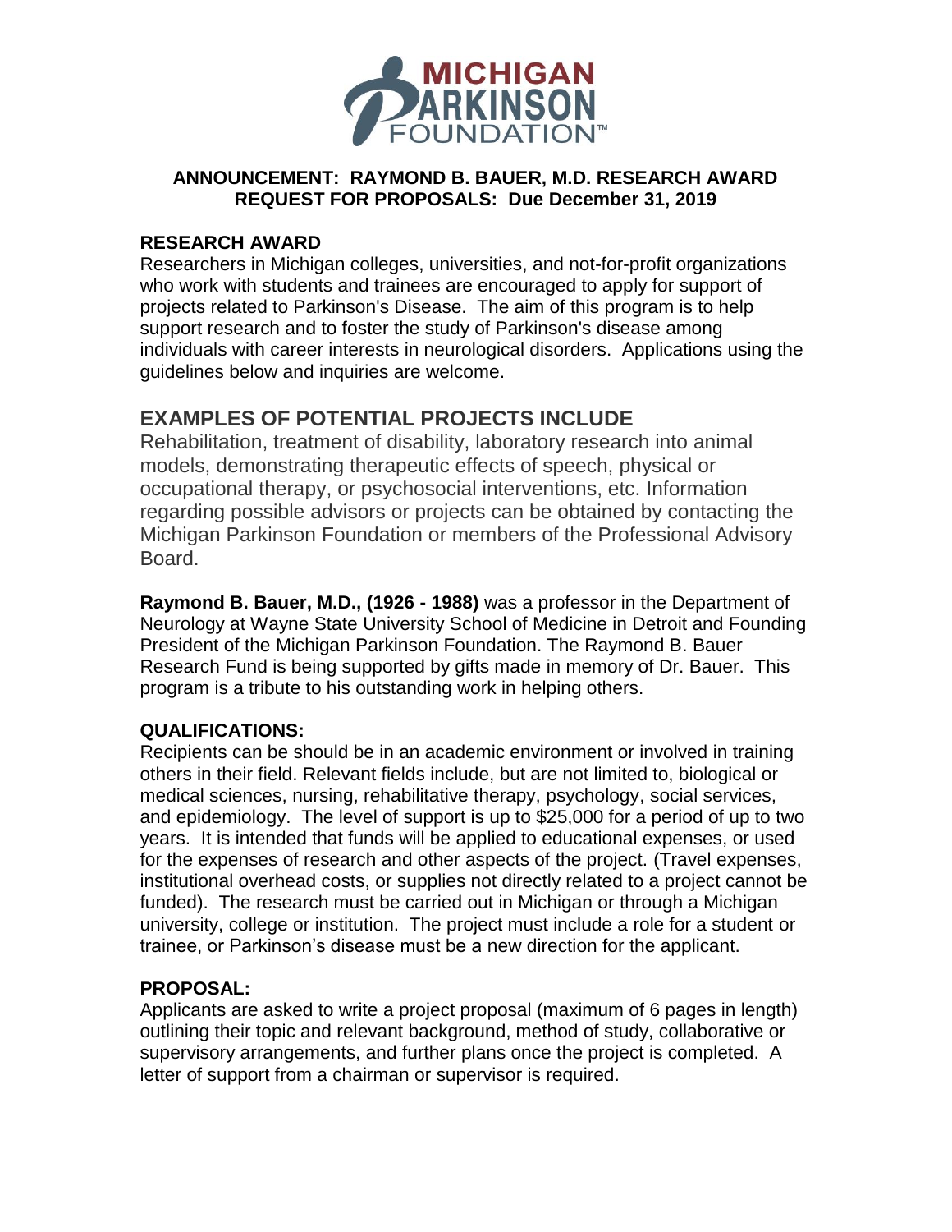MICHIGAN PARKINSON FOUNDATION™

## ANNOUNCEMENT: RAYMOND B. BAUER, M.D. RESEARCH AWARD
## REQUEST FOR PROPOSALS: Due December 31, 2019

### RESEARCH AWARD

Researchers in Michigan colleges, universities, and not-for-profit organizations who work with students and trainees are encouraged to apply for support of projects related to Parkinson's Disease. The aim of this program is to help support research and to foster the study of Parkinson's disease among individuals with career interests in neurological disorders. Applications using the guidelines below and inquiries are welcome.

## EXAMPLES OF POTENTIAL PROJECTS INCLUDE

Rehabilitation, treatment of disability, laboratory research into animal models, demonstrating therapeutic effects of speech, physical or occupational therapy, or psychosocial interventions, etc. Information regarding possible advisors or projects can be obtained by contacting the Michigan Parkinson Foundation or members of the Professional Advisory Board.

**Raymond B. Bauer, M.D., (1926 - 1988)** was a professor in the Department of Neurology at Wayne State University School of Medicine in Detroit and Founding President of the Michigan Parkinson Foundation. The Raymond B. Bauer Research Fund is being supported by gifts made in memory of Dr. Bauer. This program is a tribute to his outstanding work in helping others.

### QUALIFICATIONS:

Recipients can be should be in an academic environment or involved in training others in their field. Relevant fields include, but are not limited to, biological or medical sciences, nursing, rehabilitative therapy, psychology, social services, and epidemiology. The level of support is up to $25,000 for a period of up to two years. It is intended that funds will be applied to educational expenses, or used for the expenses of research and other aspects of the project. (Travel expenses, institutional overhead costs, or supplies not directly related to a project cannot be funded). The research must be carried out in Michigan or through a Michigan university, college or institution. The project must include a role for a student or trainee, or Parkinson's disease must be a new direction for the applicant.

### PROPOSAL:

Applicants are asked to write a project proposal (maximum of 6 pages in length) outlining their topic and relevant background, method of study, collaborative or supervisory arrangements, and further plans once the project is completed. A letter of support from a chairman or supervisor is required.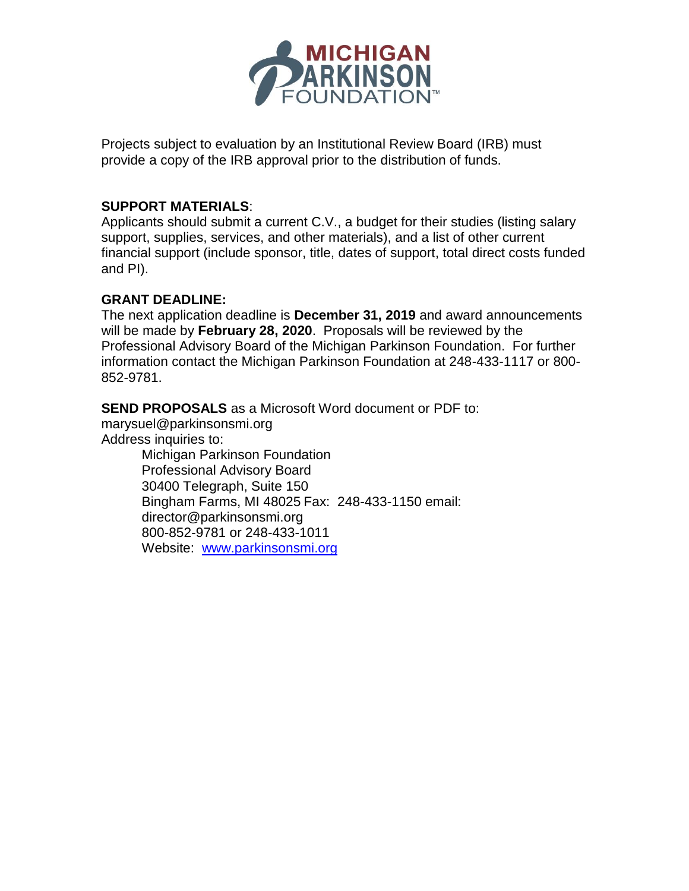Projects subject to evaluation by an Institutional Review Board (IRB) must provide a copy of the IRB approval prior to the distribution of funds.

**SUPPORT MATERIALS**:
Applicants should submit a current C.V., a budget for their studies (listing salary support, supplies, services, and other materials), and a list of other current financial support (include sponsor, title, dates of support, total direct costs funded and PI).

**GRANT DEADLINE:**
The next application deadline is **December 31, 2019** and award announcements will be made by **February 28, 2020**. Proposals will be reviewed by the Professional Advisory Board of the Michigan Parkinson Foundation. For further information contact the Michigan Parkinson Foundation at 248-433-1117 or 800-852-9781.

**SEND PROPOSALS** as a Microsoft Word document or PDF to:
marysuel@parkinsonsmi.org
Address inquiries to:

Michigan Parkinson Foundation
Professional Advisory Board
30400 Telegraph, Suite 150
Bingham Farms, MI 48025 Fax: 248-433-1150 email:
director@parkinsonsmi.org
800-852-9781 or 248-433-1011
Website: [www.parkinsonsmi.org](http://www.parkinsonsmi.org)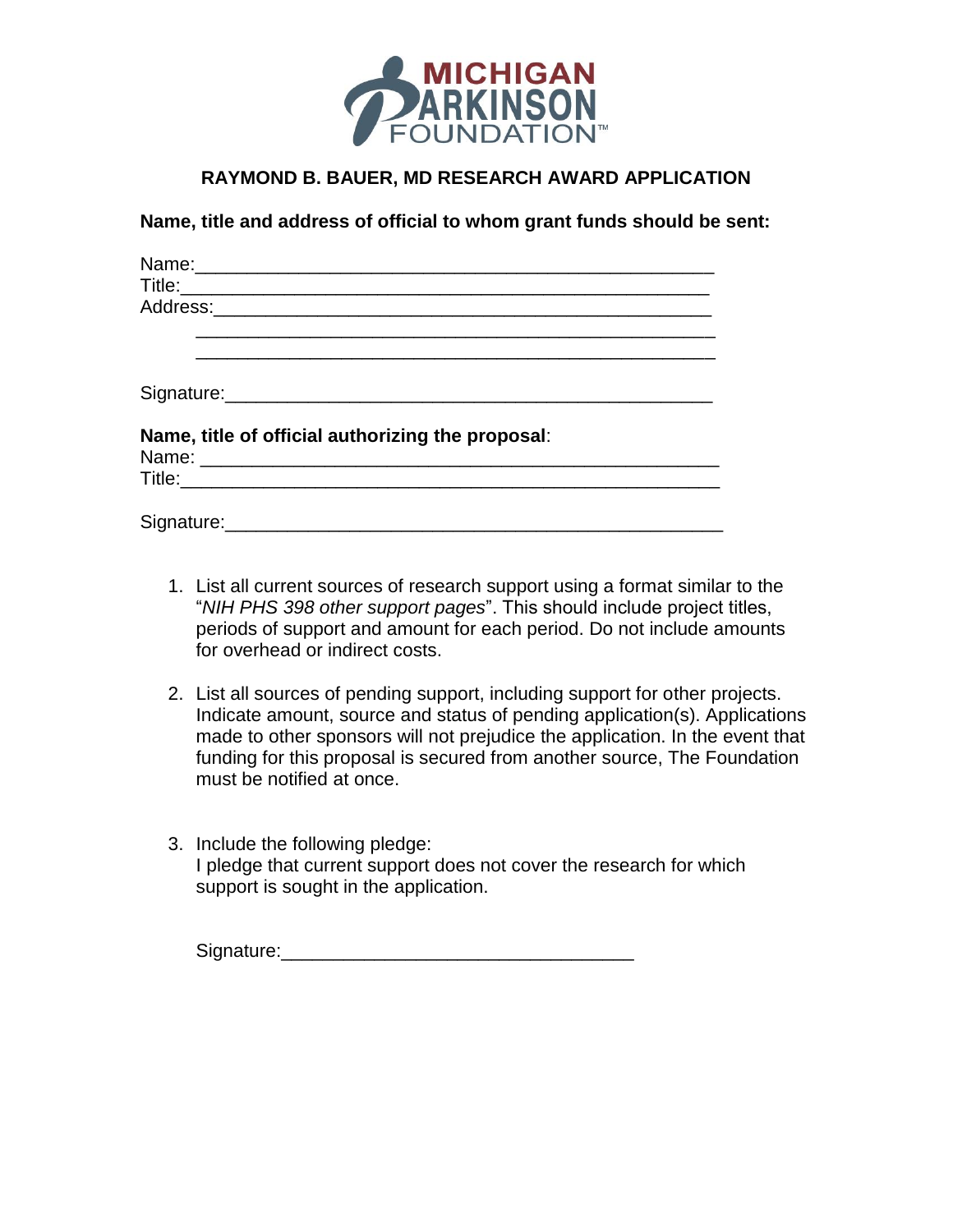MICHIGAN PARKINSON FOUNDATION™

## RAYMOND B. BAUER, MD RESEARCH AWARD APPLICATION

**Name, title and address of official to whom grant funds should be sent:**

Name:___________________________________________________

Title:___________________________________________________

Address:_________________________________________________

_________________________________________________

_________________________________________________

Signature:_______________________________________________

**Name, title of official authorizing the proposal**:

Name: __________________________________________________

Title:___________________________________________________

Signature:_______________________________________________

1. List all current sources of research support using a format similar to the "*NIH PHS 398 other support pages*". This should include project titles, periods of support and amount for each period. Do not include amounts for overhead or indirect costs.

2. List all sources of pending support, including support for other projects. Indicate amount, source and status of pending application(s). Applications made to other sponsors will not prejudice the application. In the event that funding for this proposal is secured from another source, The Foundation must be notified at once.

3. Include the following pledge:
   I pledge that current support does not cover the research for which support is sought in the application.

   Signature:__________________________________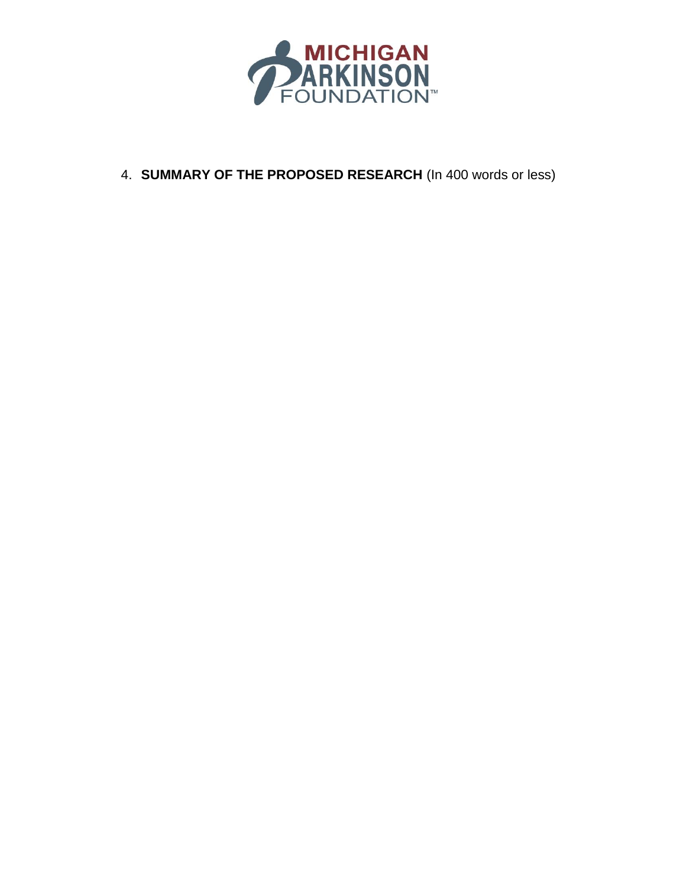4. **SUMMARY OF THE PROPOSED RESEARCH** (In 400 words or less)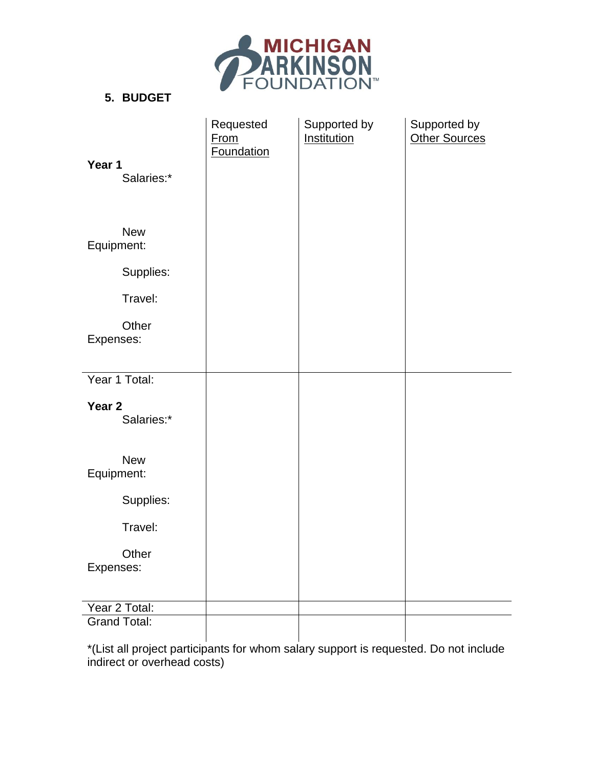MICHIGAN PARKINSON FOUNDATION™

**5. BUDGET**

| | Requested From Foundation | Supported by Institution | Supported by Other Sources |
|---|---|---|---|
| **Year 1** | | | |
| Salaries:* | | | |
| New Equipment: | | | |
| Supplies: | | | |
| Travel: | | | |
| Other Expenses: | | | |
| Year 1 Total: | | | |
| **Year 2** | | | |
| Salaries:* | | | |
| New Equipment: | | | |
| Supplies: | | | |
| Travel: | | | |
| Other Expenses: | | | |
| Year 2 Total: | | | |
| Grand Total: | | | |

*(List all project participants for whom salary support is requested. Do not include indirect or overhead costs)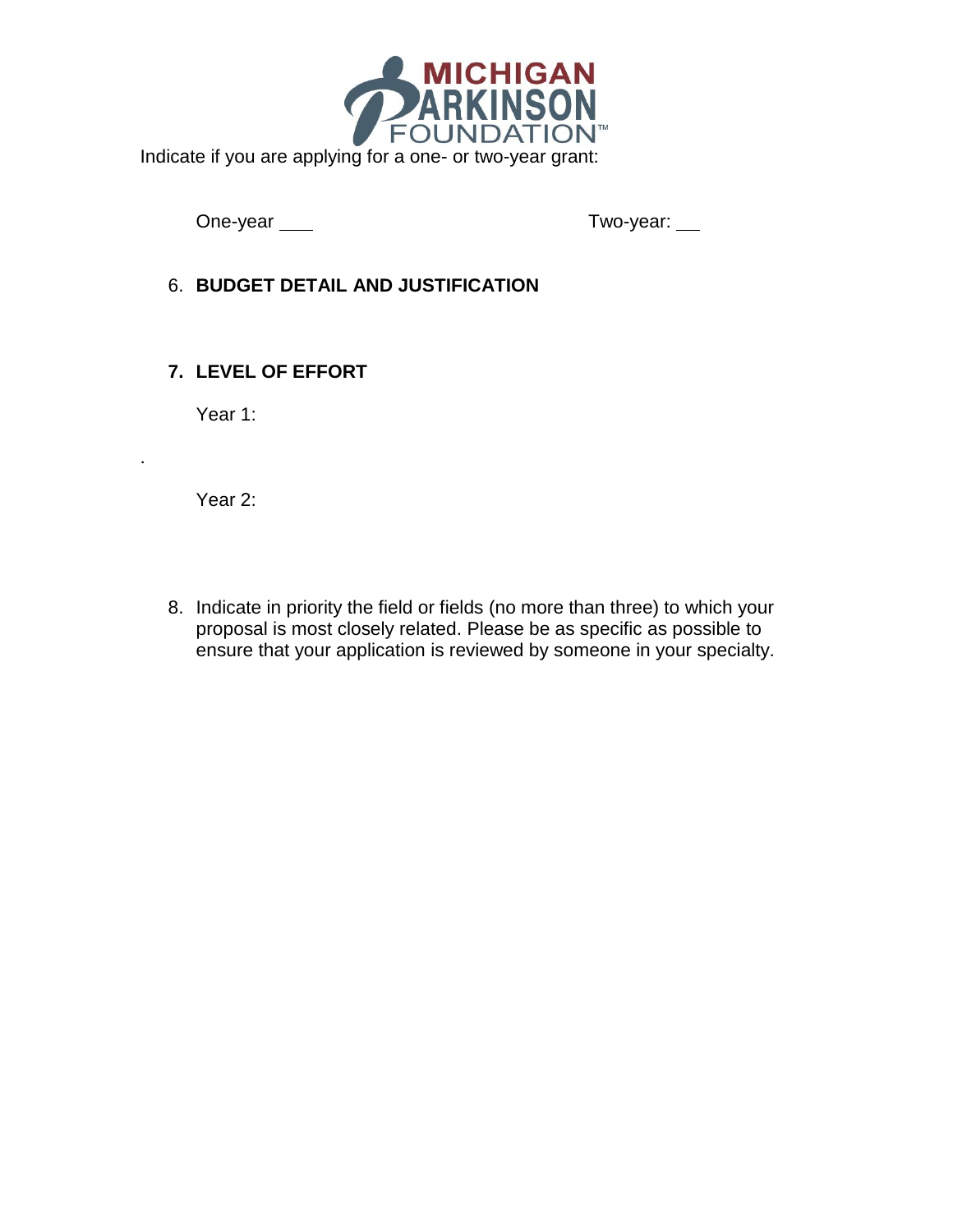Indicate if you are applying for a one- or two-year grant:

One-year ___ Two-year: __

6. **BUDGET DETAIL AND JUSTIFICATION**

**7. LEVEL OF EFFORT**

Year 1:

.

Year 2:

8. Indicate in priority the field or fields (no more than three) to which your proposal is most closely related. Please be as specific as possible to ensure that your application is reviewed by someone in your specialty.